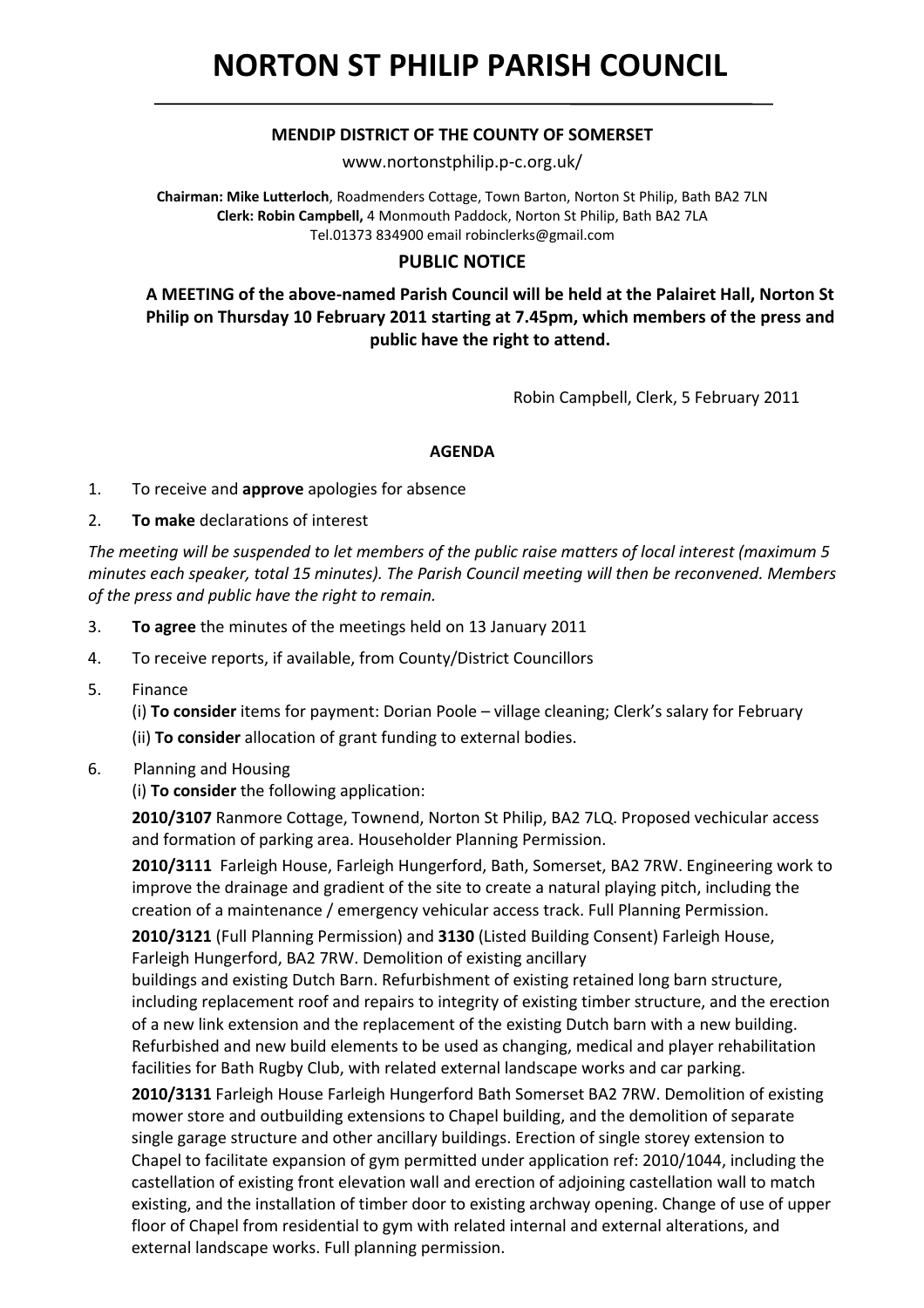# NORTON ST PHILIP PARISH COUNCIL

**MENDIP DISTRICT OF THE COUNTY OF SOMERSET**

www.nortonstphilip.p-c.org.uk/

**Chairman: Mike Lutterloch**, Roadmenders Cottage, Town Barton, Norton St Philip, Bath BA2 7LN
**Clerk: Robin Campbell,** 4 Monmouth Paddock, Norton St Philip, Bath BA2 7LA
Tel.01373 834900 email robinclerks@gmail.com

## PUBLIC NOTICE

**A MEETING of the above-named Parish Council will be held at the Palairet Hall, Norton St Philip on Thursday 10 February 2011 starting at 7.45pm, which members of the press and public have the right to attend.**

Robin Campbell, Clerk, 5 February 2011

### AGENDA

1. To receive and **approve** apologies for absence
2. **To make** declarations of interest

*The meeting will be suspended to let members of the public raise matters of local interest (maximum 5 minutes each speaker, total 15 minutes). The Parish Council meeting will then be reconvened. Members of the press and public have the right to remain.*

3. **To agree** the minutes of the meetings held on 13 January 2011
4. To receive reports, if available, from County/District Councillors
5. Finance
   (i) **To consider** items for payment: Dorian Poole – village cleaning; Clerk's salary for February
   (ii) **To consider** allocation of grant funding to external bodies.
6. Planning and Housing
   (i) **To consider** the following application:

   **2010/3107** Ranmore Cottage, Townend, Norton St Philip, BA2 7LQ. Proposed vechicular access and formation of parking area. Householder Planning Permission.

   **2010/3111** Farleigh House, Farleigh Hungerford, Bath, Somerset, BA2 7RW. Engineering work to improve the drainage and gradient of the site to create a natural playing pitch, including the creation of a maintenance / emergency vehicular access track. Full Planning Permission.

   **2010/3121** (Full Planning Permission) and **3130** (Listed Building Consent) Farleigh House, Farleigh Hungerford, BA2 7RW. Demolition of existing ancillary buildings and existing Dutch Barn. Refurbishment of existing retained long barn structure, including replacement roof and repairs to integrity of existing timber structure, and the erection of a new link extension and the replacement of the existing Dutch barn with a new building. Refurbished and new build elements to be used as changing, medical and player rehabilitation facilities for Bath Rugby Club, with related external landscape works and car parking.

   **2010/3131** Farleigh House Farleigh Hungerford Bath Somerset BA2 7RW. Demolition of existing mower store and outbuilding extensions to Chapel building, and the demolition of separate single garage structure and other ancillary buildings. Erection of single storey extension to Chapel to facilitate expansion of gym permitted under application ref: 2010/1044, including the castellation of existing front elevation wall and erection of adjoining castellation wall to match existing, and the installation of timber door to existing archway opening. Change of use of upper floor of Chapel from residential to gym with related internal and external alterations, and external landscape works. Full planning permission.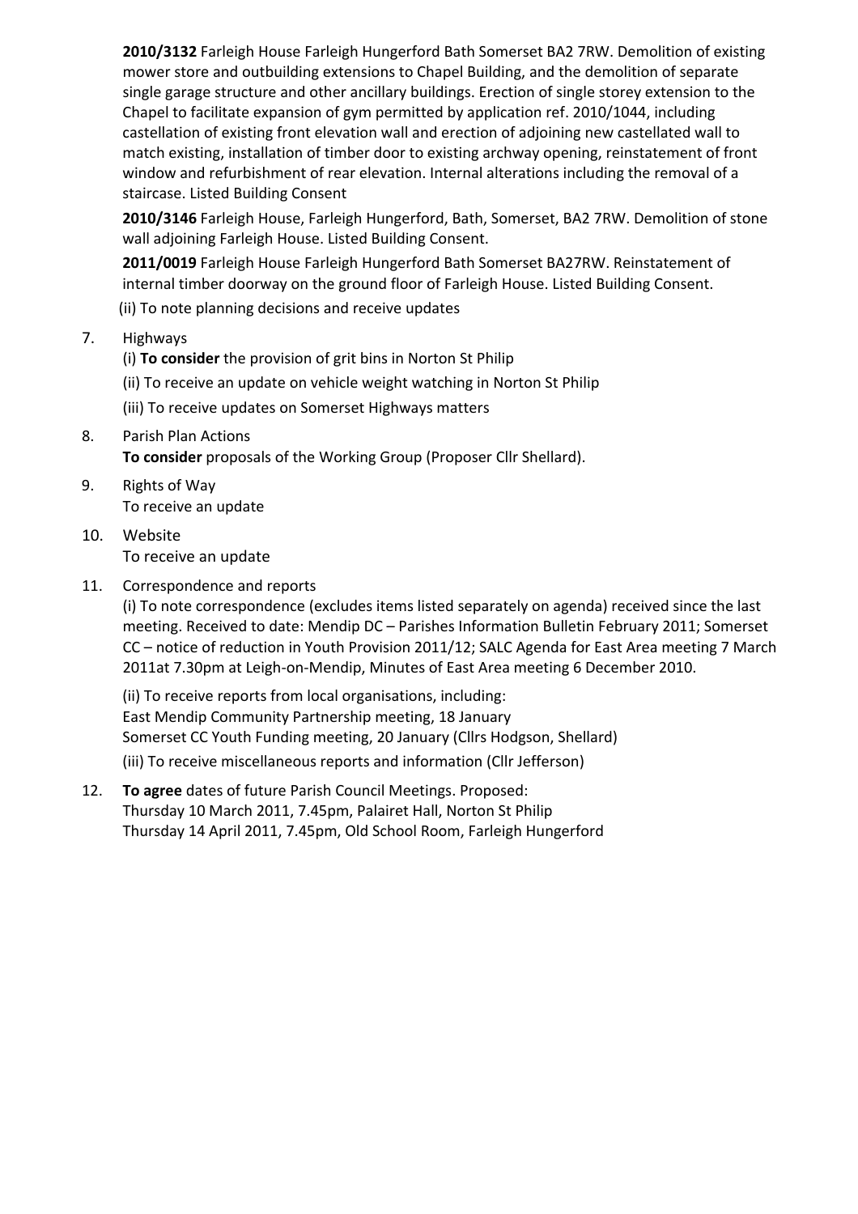**2010/3132** Farleigh House Farleigh Hungerford Bath Somerset BA2 7RW. Demolition of existing mower store and outbuilding extensions to Chapel Building, and the demolition of separate single garage structure and other ancillary buildings. Erection of single storey extension to the Chapel to facilitate expansion of gym permitted by application ref. 2010/1044, including castellation of existing front elevation wall and erection of adjoining new castellated wall to match existing, installation of timber door to existing archway opening, reinstatement of front window and refurbishment of rear elevation. Internal alterations including the removal of a staircase. Listed Building Consent

**2010/3146** Farleigh House, Farleigh Hungerford, Bath, Somerset, BA2 7RW. Demolition of stone wall adjoining Farleigh House. Listed Building Consent.

**2011/0019** Farleigh House Farleigh Hungerford Bath Somerset BA27RW. Reinstatement of internal timber doorway on the ground floor of Farleigh House. Listed Building Consent.

(ii) To note planning decisions and receive updates

7. Highways
   (i) **To consider** the provision of grit bins in Norton St Philip
   (ii) To receive an update on vehicle weight watching in Norton St Philip
   (iii) To receive updates on Somerset Highways matters
8. Parish Plan Actions
   **To consider** proposals of the Working Group (Proposer Cllr Shellard).
9. Rights of Way
   To receive an update
10. Website
    To receive an update
11. Correspondence and reports
    (i) To note correspondence (excludes items listed separately on agenda) received since the last meeting. Received to date: Mendip DC – Parishes Information Bulletin February 2011; Somerset CC – notice of reduction in Youth Provision 2011/12; SALC Agenda for East Area meeting 7 March 2011at 7.30pm at Leigh-on-Mendip, Minutes of East Area meeting 6 December 2010.

    (ii) To receive reports from local organisations, including:
    East Mendip Community Partnership meeting, 18 January
    Somerset CC Youth Funding meeting, 20 January (Cllrs Hodgson, Shellard)
    (iii) To receive miscellaneous reports and information (Cllr Jefferson)
12. **To agree** dates of future Parish Council Meetings. Proposed:
    Thursday 10 March 2011, 7.45pm, Palairet Hall, Norton St Philip
    Thursday 14 April 2011, 7.45pm, Old School Room, Farleigh Hungerford